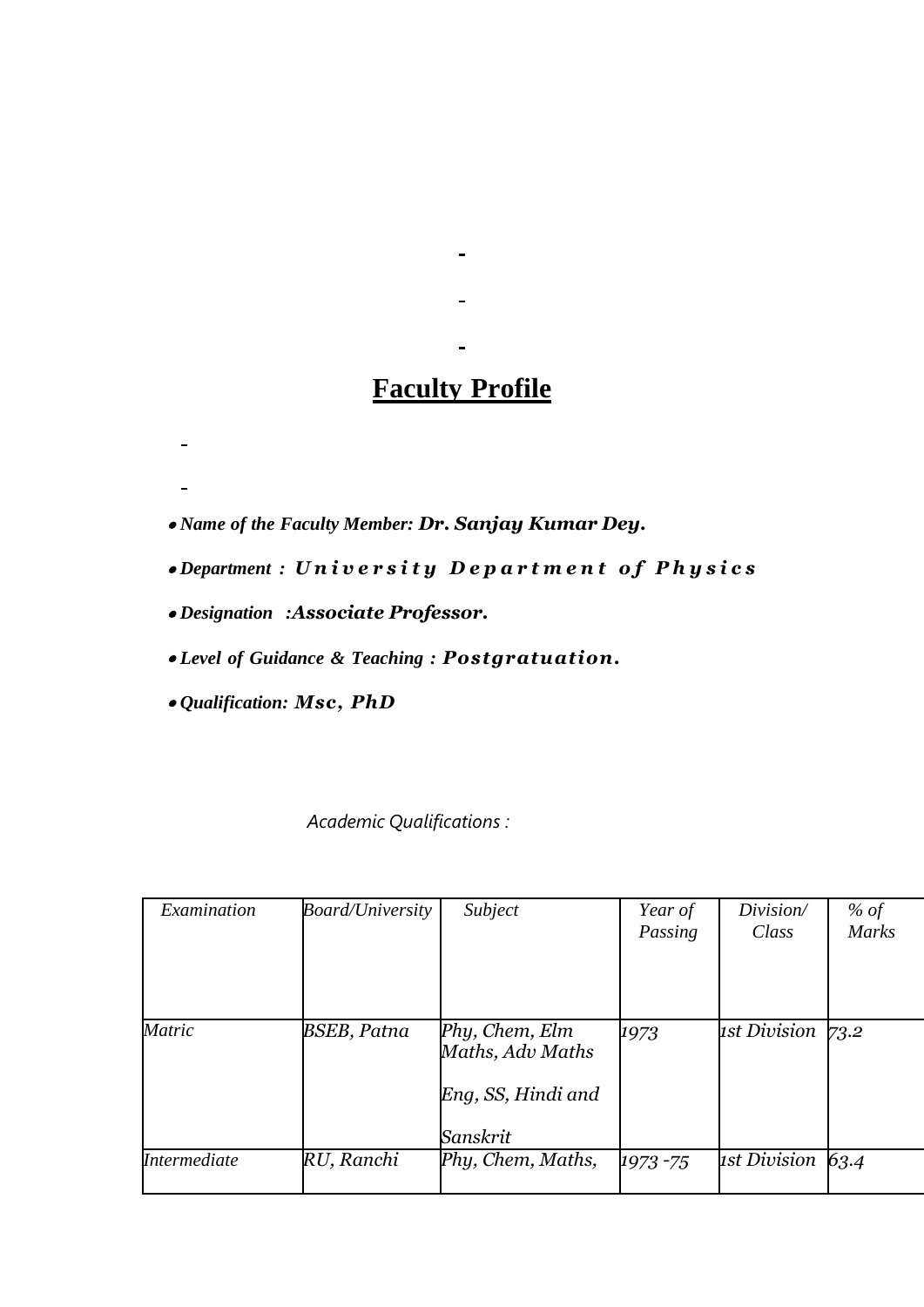# Faculty Profile

- ***Name of the Faculty Member:*** ***Dr. Sanjay Kumar Dey.***
- ***Department :*** ***University Department of Physics***
- ***Designation :*** ***Associate Professor.***
- ***Level of Guidance & Teaching :*** ***Postgratuation.***
- ***Qualification:*** ***Msc, PhD***

*Academic Qualifications :*

| *Examination* | *Board/University* | *Subject* | *Year of Passing* | *Division/ Class* | *% of Marks* |
|---|---|---|---|---|---|
| *Matric* | *BSEB, Patna* | *Phy, Chem, Elm Maths, Adv Maths Eng, SS, Hindi and Sanskrit* | *1973* | *1st Division* | *73.2* |
| *Intermediate* | *RU, Ranchi* | *Phy, Chem, Maths,* | *1973 -75* | *1st Division* | *63.4* |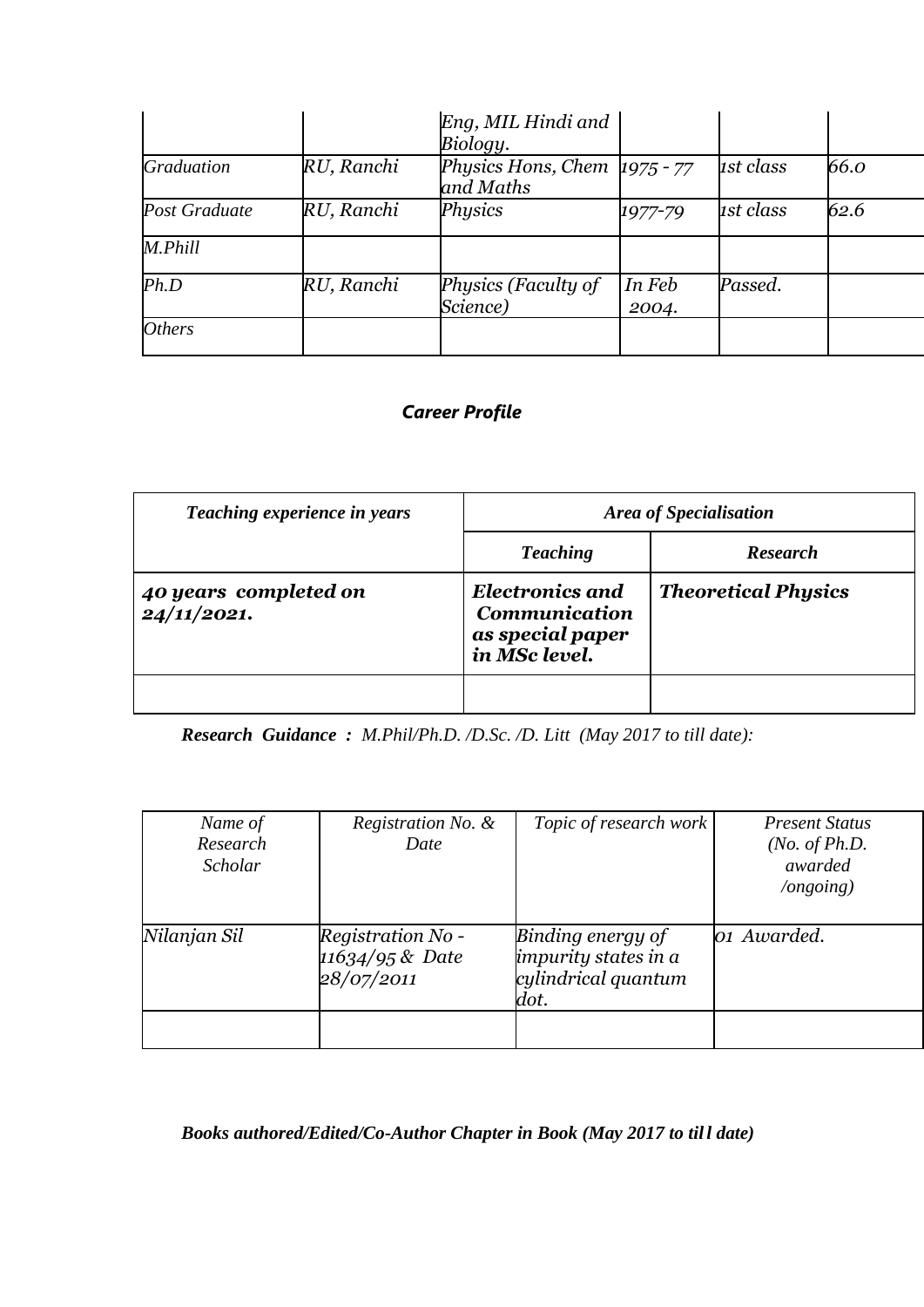|  |  | Eng, MIL Hindi and Biology. |  |  |  |
|---|---|---|---|---|---|
| Graduation | RU, Ranchi | Physics Hons, Chem and Maths | 1975 - 77 | 1st class | 66.0 |
| Post Graduate | RU, Ranchi | Physics | 1977-79 | 1st class | 62.6 |
| M.Phill |  |  |  |  |  |
| Ph.D | RU, Ranchi | Physics (Faculty of Science) | In Feb 2004. | Passed. |  |
| Others |  |  |  |  |  |

## *Career Profile*

| *Teaching experience in years* | *Area of Specialisation* | |
|---|---|---|
|  | *Teaching* | *Research* |
| ***40 years completed on 24/11/2021.*** | ***Electronics and Communication as special paper in MSc level.*** | ***Theoretical Physics*** |
|  |  |  |

***Research Guidance :*** *M.Phil/Ph.D. /D.Sc. /D. Litt (May 2017 to till date):*

| *Name of Research Scholar* | *Registration No. & Date* | *Topic of research work* | *Present Status (No. of Ph.D. awarded /ongoing)* |
|---|---|---|---|
| *Nilanjan Sil* | *Registration No - 11634/95 & Date 28/07/2011* | *Binding energy of impurity states in a cylindrical quantum dot.* | *01 Awarded.* |
|  |  |  |  |

***Books authored/Edited/Co-Author Chapter in Book (May 2017 to till date)***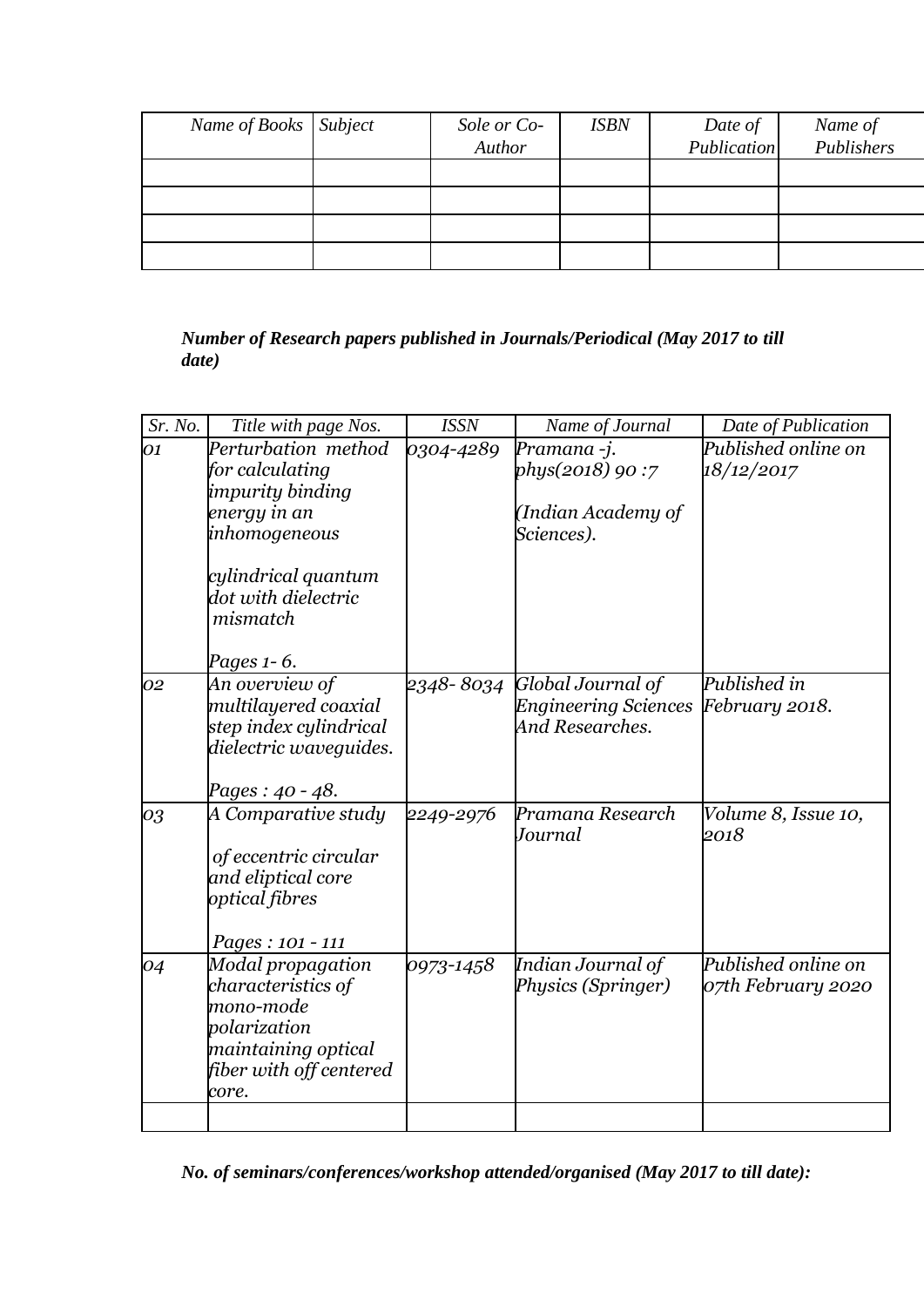| *Name of Books* | *Subject* | *Sole or Co-Author* | *ISBN* | *Date of Publication* | *Name of Publishers* |
|---|---|---|---|---|---|
| | | | | | |
| | | | | | |
| | | | | | |
| | | | | | |

***Number of Research papers published in Journals/Periodical (May 2017 to till date)***

| *Sr. No.* | *Title with page Nos.* | *ISSN* | *Name of Journal* | *Date of Publication* |
|---|---|---|---|---|
| *01* | *Perturbation method for calculating impurity binding energy in an inhomogeneous cylindrical quantum dot with dielectric mismatch Pages 1- 6.* | *0304-4289* | *Pramana -j. phys(2018) 90 :7 (Indian Academy of Sciences).* | *Published online on 18/12/2017* |
| *02* | *An overview of multilayered coaxial step index cylindrical dielectric waveguides. Pages : 40 - 48.* | *2348- 8034* | *Global Journal of Engineering Sciences And Researches.* | *Published in February 2018.* |
| *03* | *A Comparative study of eccentric circular and eliptical core optical fibres Pages : 101 - 111* | *2249-2976* | *Pramana Research Journal* | *Volume 8, Issue 10, 2018* |
| *04* | *Modal propagation characteristics of mono-mode polarization maintaining optical fiber with off centered core.* | *0973-1458* | *Indian Journal of Physics (Springer)* | *Published online on 07th February 2020* |
| | | | | |

***No. of seminars/conferences/workshop attended/organised (May 2017 to till date):***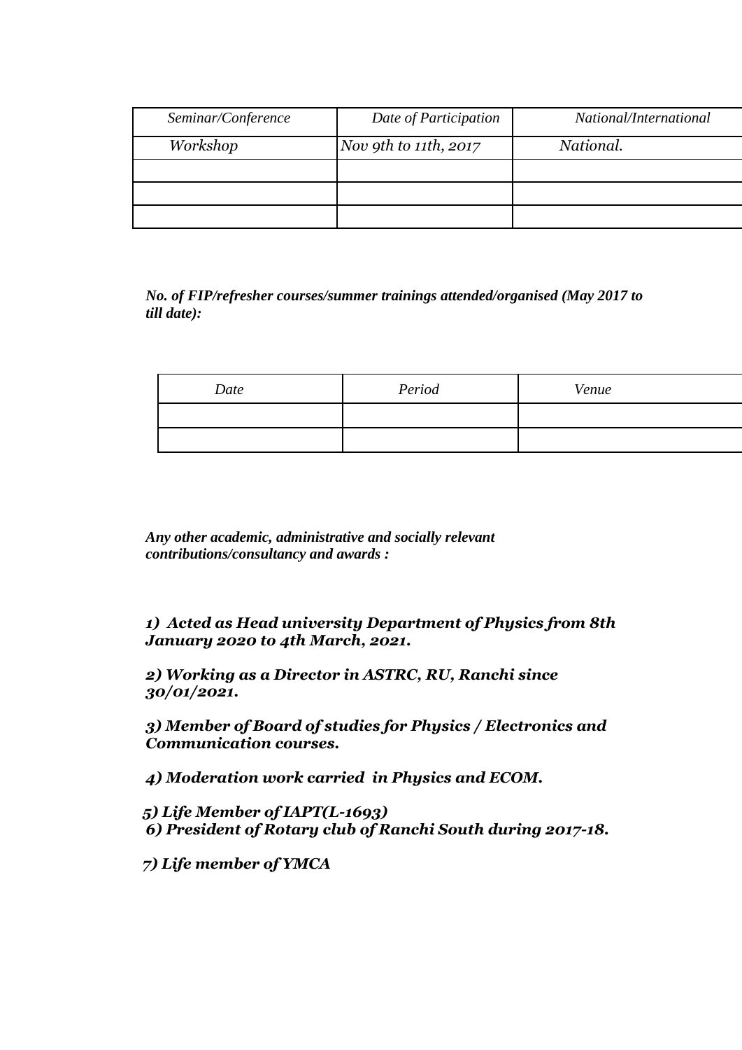| *Seminar/Conference* | *Date of Participation* | *National/International* |
|---|---|---|
| *Workshop* | *Nov 9th to 11th, 2017* | *National.* |
| | | |
| | | |
| | | |

***No. of FIP/refresher courses/summer trainings attended/organised (May 2017 to till date):***

| *Date* | *Period* | *Venue* |
|---|---|---|
| | | |
| | | |

***Any other academic, administrative and socially relevant contributions/consultancy and awards :***

***1) Acted as Head university Department of Physics from 8th January 2020 to 4th March, 2021.***

***2) Working as a Director in ASTRC, RU, Ranchi since 30/01/2021.***

***3) Member of Board of studies for Physics / Electronics and Communication courses.***

***4) Moderation work carried in Physics and ECOM.***

***5) Life Member of IAPT(L-1693)***
***6) President of Rotary club of Ranchi South during 2017-18.***

***7) Life member of YMCA***